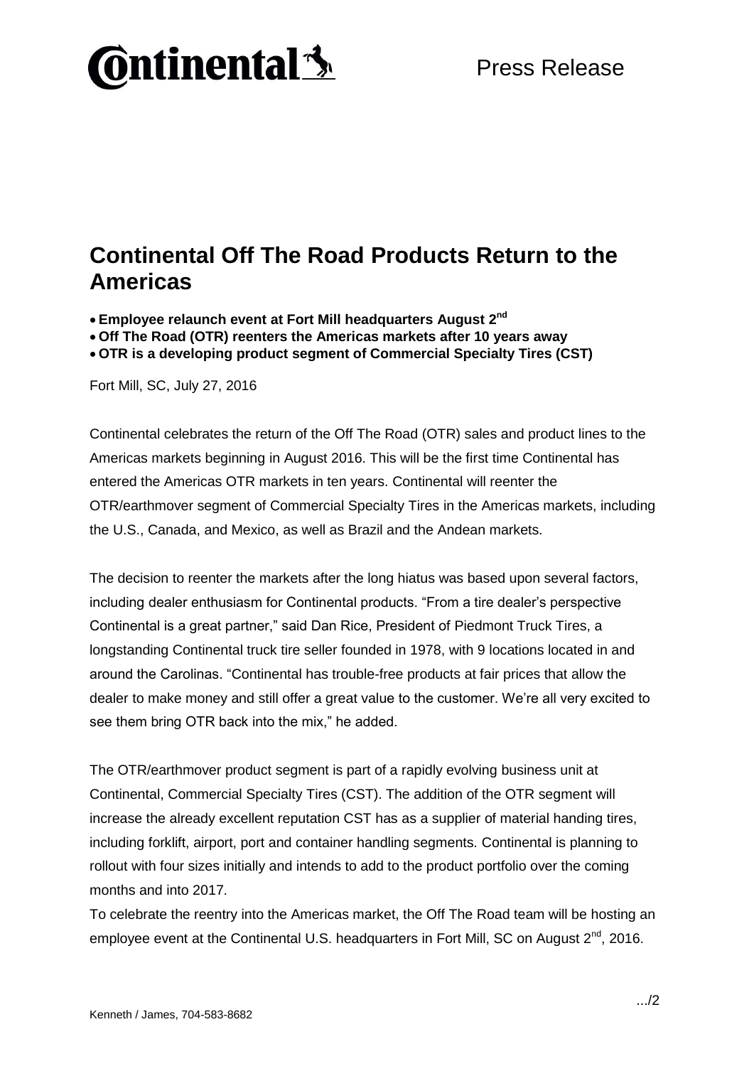Continental

Press Release

# Continental Off The Road Products Return to the Americas

- **Employee relaunch event at Fort Mill headquarters August 2nd**
- **Off The Road (OTR) reenters the Americas markets after 10 years away**
- **OTR is a developing product segment of Commercial Specialty Tires (CST)**

Fort Mill, SC, July 27, 2016

Continental celebrates the return of the Off The Road (OTR) sales and product lines to the Americas markets beginning in August 2016. This will be the first time Continental has entered the Americas OTR markets in ten years. Continental will reenter the OTR/earthmover segment of Commercial Specialty Tires in the Americas markets, including the U.S., Canada, and Mexico, as well as Brazil and the Andean markets.

The decision to reenter the markets after the long hiatus was based upon several factors, including dealer enthusiasm for Continental products. "From a tire dealer's perspective Continental is a great partner," said Dan Rice, President of Piedmont Truck Tires, a longstanding Continental truck tire seller founded in 1978, with 9 locations located in and around the Carolinas. "Continental has trouble-free products at fair prices that allow the dealer to make money and still offer a great value to the customer. We're all very excited to see them bring OTR back into the mix," he added.

The OTR/earthmover product segment is part of a rapidly evolving business unit at Continental, Commercial Specialty Tires (CST). The addition of the OTR segment will increase the already excellent reputation CST has as a supplier of material handing tires, including forklift, airport, port and container handling segments. Continental is planning to rollout with four sizes initially and intends to add to the product portfolio over the coming months and into 2017.

To celebrate the reentry into the Americas market, the Off The Road team will be hosting an employee event at the Continental U.S. headquarters in Fort Mill, SC on August 2nd, 2016.

Kenneth / James, 704-583-8682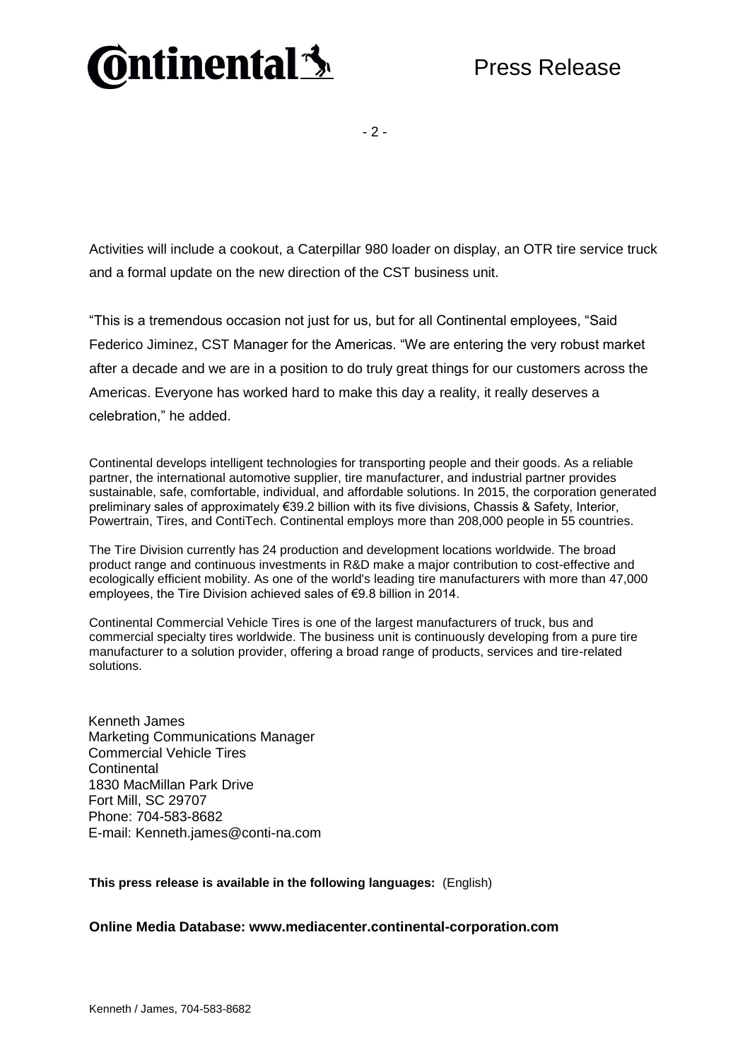Activities will include a cookout, a Caterpillar 980 loader on display, an OTR tire service truck and a formal update on the new direction of the CST business unit.

"This is a tremendous occasion not just for us, but for all Continental employees, "Said Federico Jiminez, CST Manager for the Americas. "We are entering the very robust market after a decade and we are in a position to do truly great things for our customers across the Americas. Everyone has worked hard to make this day a reality, it really deserves a celebration," he added.

Continental develops intelligent technologies for transporting people and their goods. As a reliable partner, the international automotive supplier, tire manufacturer, and industrial partner provides sustainable, safe, comfortable, individual, and affordable solutions. In 2015, the corporation generated preliminary sales of approximately €39.2 billion with its five divisions, Chassis & Safety, Interior, Powertrain, Tires, and ContiTech. Continental employs more than 208,000 people in 55 countries.

The Tire Division currently has 24 production and development locations worldwide. The broad product range and continuous investments in R&D make a major contribution to cost-effective and ecologically efficient mobility. As one of the world's leading tire manufacturers with more than 47,000 employees, the Tire Division achieved sales of €9.8 billion in 2014.

Continental Commercial Vehicle Tires is one of the largest manufacturers of truck, bus and commercial specialty tires worldwide. The business unit is continuously developing from a pure tire manufacturer to a solution provider, offering a broad range of products, services and tire-related solutions.

Kenneth James
Marketing Communications Manager
Commercial Vehicle Tires
Continental
1830 MacMillan Park Drive
Fort Mill, SC 29707
Phone: 704-583-8682
E-mail: Kenneth.james@conti-na.com

**This press release is available in the following languages:** (English)

**Online Media Database: www.mediacenter.continental-corporation.com**